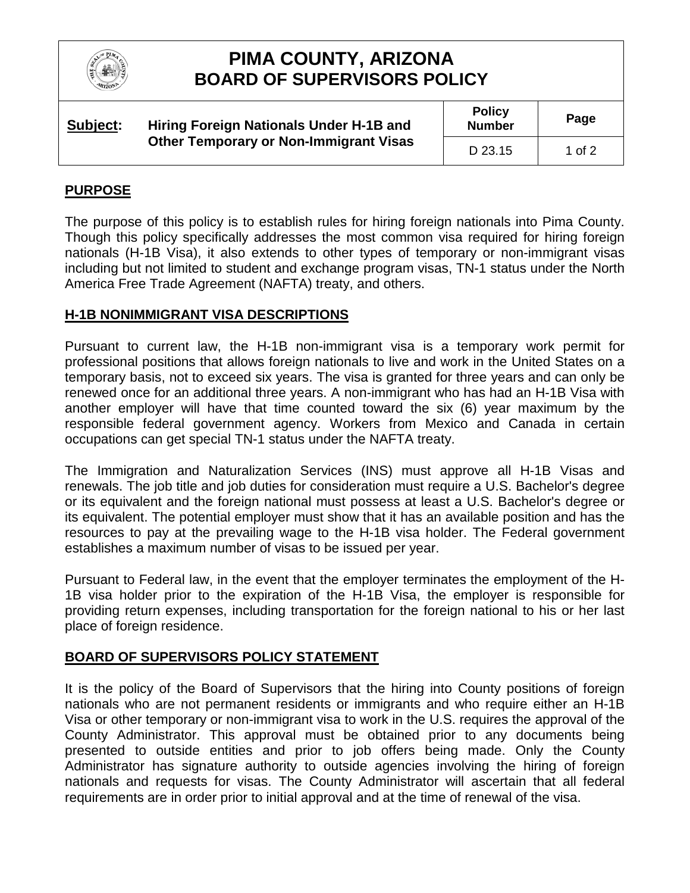# PIMA COUNTY, ARIZONA
# BOARD OF SUPERVISORS POLICY

| Subject: | Hiring Foreign Nationals Under H-1B and Other Temporary or Non-Immigrant Visas | Policy Number | Page |
|---|---|---|---|
| | | D 23.15 | 1 of 2 |

## PURPOSE

The purpose of this policy is to establish rules for hiring foreign nationals into Pima County. Though this policy specifically addresses the most common visa required for hiring foreign nationals (H-1B Visa), it also extends to other types of temporary or non-immigrant visas including but not limited to student and exchange program visas, TN-1 status under the North America Free Trade Agreement (NAFTA) treaty, and others.

## H-1B NONIMMIGRANT VISA DESCRIPTIONS

Pursuant to current law, the H-1B non-immigrant visa is a temporary work permit for professional positions that allows foreign nationals to live and work in the United States on a temporary basis, not to exceed six years. The visa is granted for three years and can only be renewed once for an additional three years. A non-immigrant who has had an H-1B Visa with another employer will have that time counted toward the six (6) year maximum by the responsible federal government agency. Workers from Mexico and Canada in certain occupations can get special TN-1 status under the NAFTA treaty.

The Immigration and Naturalization Services (INS) must approve all H-1B Visas and renewals. The job title and job duties for consideration must require a U.S. Bachelor's degree or its equivalent and the foreign national must possess at least a U.S. Bachelor's degree or its equivalent. The potential employer must show that it has an available position and has the resources to pay at the prevailing wage to the H-1B visa holder. The Federal government establishes a maximum number of visas to be issued per year.

Pursuant to Federal law, in the event that the employer terminates the employment of the H-1B visa holder prior to the expiration of the H-1B Visa, the employer is responsible for providing return expenses, including transportation for the foreign national to his or her last place of foreign residence.

## BOARD OF SUPERVISORS POLICY STATEMENT

It is the policy of the Board of Supervisors that the hiring into County positions of foreign nationals who are not permanent residents or immigrants and who require either an H-1B Visa or other temporary or non-immigrant visa to work in the U.S. requires the approval of the County Administrator. This approval must be obtained prior to any documents being presented to outside entities and prior to job offers being made. Only the County Administrator has signature authority to outside agencies involving the hiring of foreign nationals and requests for visas. The County Administrator will ascertain that all federal requirements are in order prior to initial approval and at the time of renewal of the visa.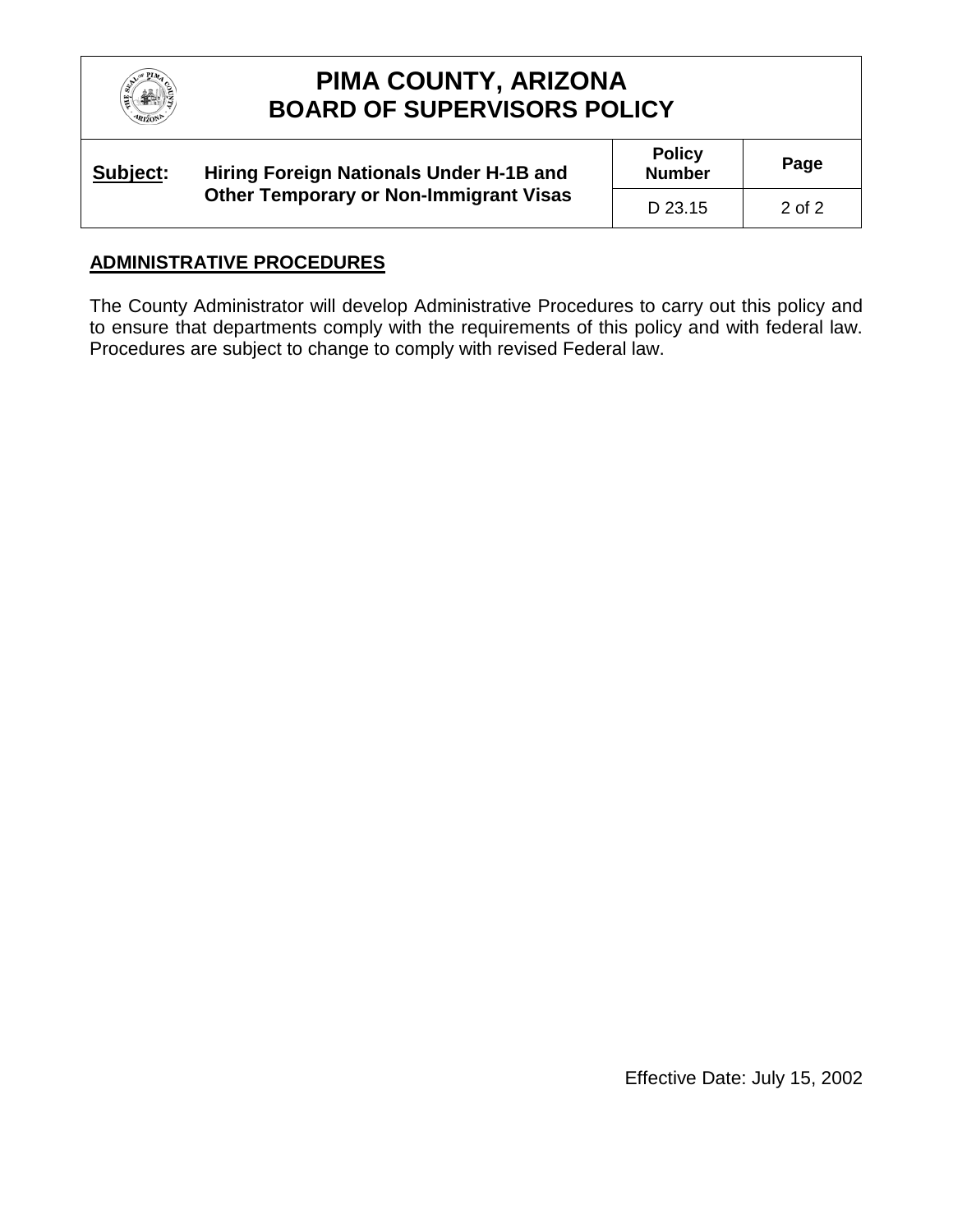## ADMINISTRATIVE PROCEDURES

The County Administrator will develop Administrative Procedures to carry out this policy and to ensure that departments comply with the requirements of this policy and with federal law. Procedures are subject to change to comply with revised Federal law.

Effective Date: July 15, 2002